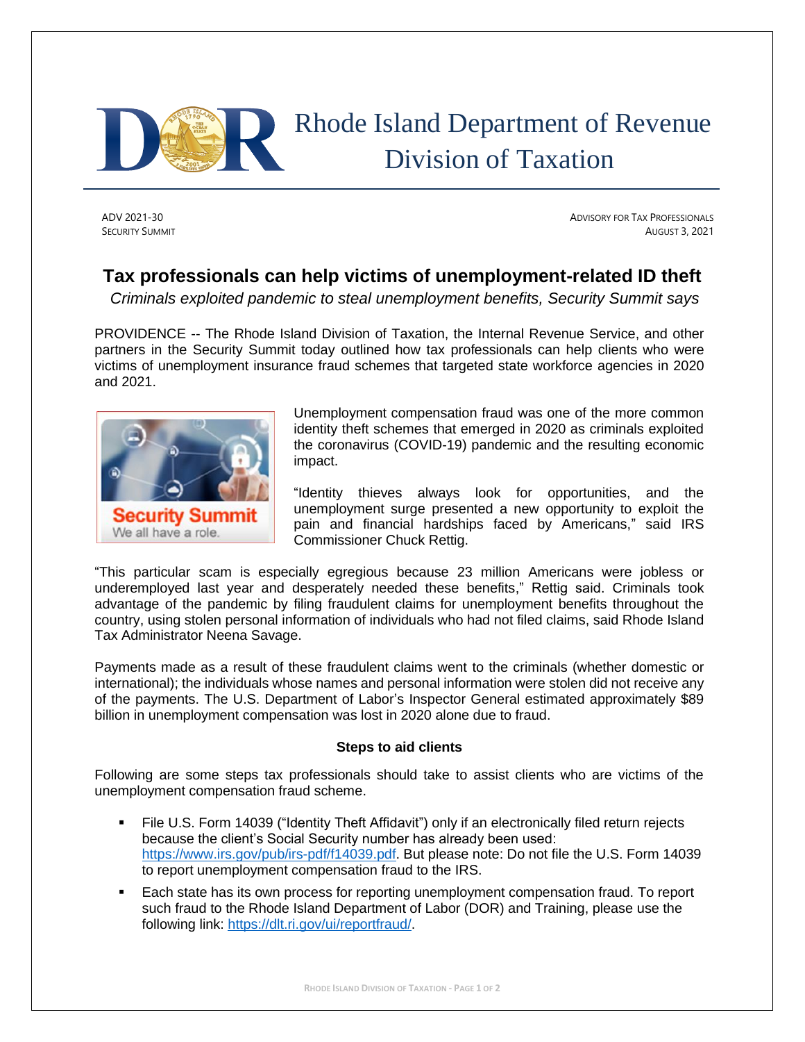# Rhode Island Department of Revenue Division of Taxation

ADV 2021-30
SECURITY SUMMIT

ADVISORY FOR TAX PROFESSIONALS
AUGUST 3, 2021

## Tax professionals can help victims of unemployment-related ID theft

*Criminals exploited pandemic to steal unemployment benefits, Security Summit says*

PROVIDENCE -- The Rhode Island Division of Taxation, the Internal Revenue Service, and other partners in the Security Summit today outlined how tax professionals can help clients who were victims of unemployment insurance fraud schemes that targeted state workforce agencies in 2020 and 2021.

Unemployment compensation fraud was one of the more common identity theft schemes that emerged in 2020 as criminals exploited the coronavirus (COVID-19) pandemic and the resulting economic impact.

"Identity thieves always look for opportunities, and the unemployment surge presented a new opportunity to exploit the pain and financial hardships faced by Americans," said IRS Commissioner Chuck Rettig.

"This particular scam is especially egregious because 23 million Americans were jobless or underemployed last year and desperately needed these benefits," Rettig said. Criminals took advantage of the pandemic by filing fraudulent claims for unemployment benefits throughout the country, using stolen personal information of individuals who had not filed claims, said Rhode Island Tax Administrator Neena Savage.

Payments made as a result of these fraudulent claims went to the criminals (whether domestic or international); the individuals whose names and personal information were stolen did not receive any of the payments. The U.S. Department of Labor's Inspector General estimated approximately $89 billion in unemployment compensation was lost in 2020 alone due to fraud.

### Steps to aid clients

Following are some steps tax professionals should take to assist clients who are victims of the unemployment compensation fraud scheme.

- File U.S. Form 14039 ("Identity Theft Affidavit") only if an electronically filed return rejects because the client's Social Security number has already been used: https://www.irs.gov/pub/irs-pdf/f14039.pdf. But please note: Do not file the U.S. Form 14039 to report unemployment compensation fraud to the IRS.
- Each state has its own process for reporting unemployment compensation fraud. To report such fraud to the Rhode Island Department of Labor (DOR) and Training, please use the following link: https://dlt.ri.gov/ui/reportfraud/.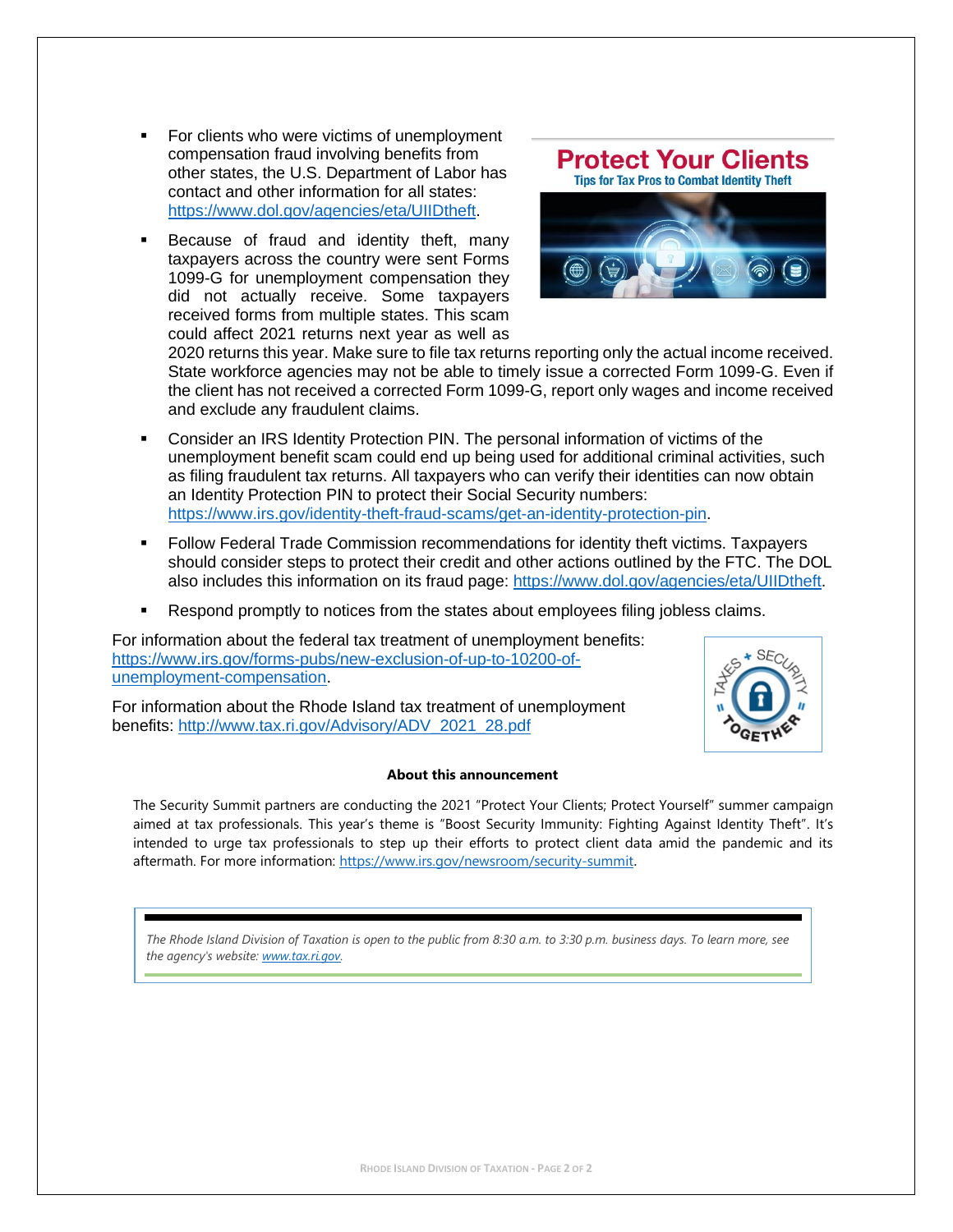- For clients who were victims of unemployment compensation fraud involving benefits from other states, the U.S. Department of Labor has contact and other information for all states: https://www.dol.gov/agencies/eta/UIIDtheft.
- Because of fraud and identity theft, many taxpayers across the country were sent Forms 1099-G for unemployment compensation they did not actually receive. Some taxpayers received forms from multiple states. This scam could affect 2021 returns next year as well as 2020 returns this year. Make sure to file tax returns reporting only the actual income received. State workforce agencies may not be able to timely issue a corrected Form 1099-G. Even if the client has not received a corrected Form 1099-G, report only wages and income received and exclude any fraudulent claims.
- Consider an IRS Identity Protection PIN. The personal information of victims of the unemployment benefit scam could end up being used for additional criminal activities, such as filing fraudulent tax returns. All taxpayers who can verify their identities can now obtain an Identity Protection PIN to protect their Social Security numbers: https://www.irs.gov/identity-theft-fraud-scams/get-an-identity-protection-pin.
- Follow Federal Trade Commission recommendations for identity theft victims. Taxpayers should consider steps to protect their credit and other actions outlined by the FTC. The DOL also includes this information on its fraud page: https://www.dol.gov/agencies/eta/UIIDtheft.
- Respond promptly to notices from the states about employees filing jobless claims.

**Protect Your Clients**

**Tips for Tax Pros to Combat Identity Theft**

For information about the federal tax treatment of unemployment benefits: https://www.irs.gov/forms-pubs/new-exclusion-of-up-to-10200-of-unemployment-compensation.

For information about the Rhode Island tax treatment of unemployment benefits: http://www.tax.ri.gov/Advisory/ADV_2021_28.pdf

**About this announcement**

The Security Summit partners are conducting the 2021 "Protect Your Clients; Protect Yourself" summer campaign aimed at tax professionals. This year's theme is "Boost Security Immunity: Fighting Against Identity Theft". It's intended to urge tax professionals to step up their efforts to protect client data amid the pandemic and its aftermath. For more information: https://www.irs.gov/newsroom/security-summit.

*The Rhode Island Division of Taxation is open to the public from 8:30 a.m. to 3:30 p.m. business days. To learn more, see the agency's website: www.tax.ri.gov.*